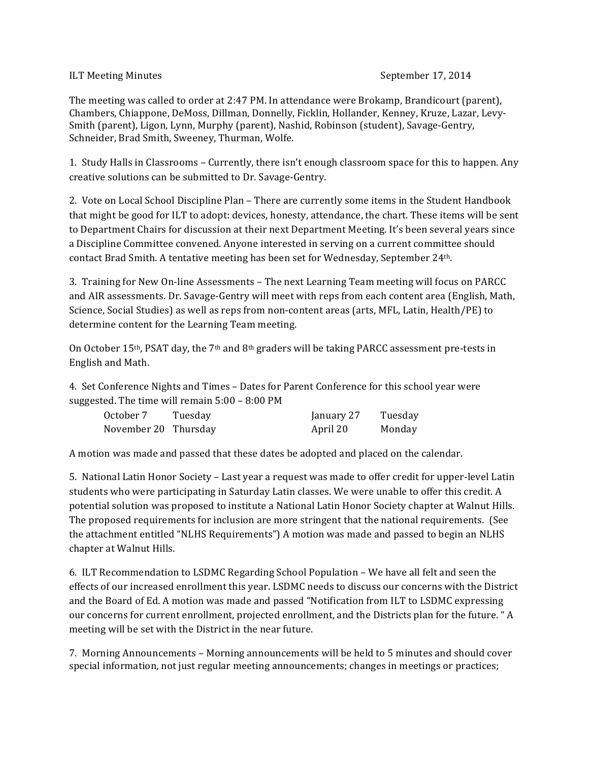ILT Meeting Minutes September 17, 2014

The meeting was called to order at 2:47 PM. In attendance were Brokamp, Brandicourt (parent), Chambers, Chiappone, DeMoss, Dillman, Donnelly, Ficklin, Hollander, Kenney, Kruze, Lazar, Levy-Smith (parent), Ligon, Lynn, Murphy (parent), Nashid, Robinson (student), Savage-Gentry, Schneider, Brad Smith, Sweeney, Thurman, Wolfe.

1. Study Halls in Classrooms – Currently, there isn't enough classroom space for this to happen. Any creative solutions can be submitted to Dr. Savage-Gentry.

2. Vote on Local School Discipline Plan – There are currently some items in the Student Handbook that might be good for ILT to adopt: devices, honesty, attendance, the chart. These items will be sent to Department Chairs for discussion at their next Department Meeting. It's been several years since a Discipline Committee convened. Anyone interested in serving on a current committee should contact Brad Smith. A tentative meeting has been set for Wednesday, September 24th.

3. Training for New On-line Assessments – The next Learning Team meeting will focus on PARCC and AIR assessments. Dr. Savage-Gentry will meet with reps from each content area (English, Math, Science, Social Studies) as well as reps from non-content areas (arts, MFL, Latin, Health/PE) to determine content for the Learning Team meeting.

On October 15th, PSAT day, the 7th and 8th graders will be taking PARCC assessment pre-tests in English and Math.

4. Set Conference Nights and Times – Dates for Parent Conference for this school year were suggested. The time will remain 5:00 – 8:00 PM

| | | | |
|---|---|---|---|
| October 7 | Tuesday | January 27 | Tuesday |
| November 20 | Thursday | April 20 | Monday |

A motion was made and passed that these dates be adopted and placed on the calendar.

5. National Latin Honor Society – Last year a request was made to offer credit for upper-level Latin students who were participating in Saturday Latin classes. We were unable to offer this credit. A potential solution was proposed to institute a National Latin Honor Society chapter at Walnut Hills. The proposed requirements for inclusion are more stringent that the national requirements. (See the attachment entitled "NLHS Requirements") A motion was made and passed to begin an NLHS chapter at Walnut Hills.

6. ILT Recommendation to LSDMC Regarding School Population – We have all felt and seen the effects of our increased enrollment this year. LSDMC needs to discuss our concerns with the District and the Board of Ed. A motion was made and passed "Notification from ILT to LSDMC expressing our concerns for current enrollment, projected enrollment, and the Districts plan for the future. " A meeting will be set with the District in the near future.

7. Morning Announcements – Morning announcements will be held to 5 minutes and should cover special information, not just regular meeting announcements; changes in meetings or practices;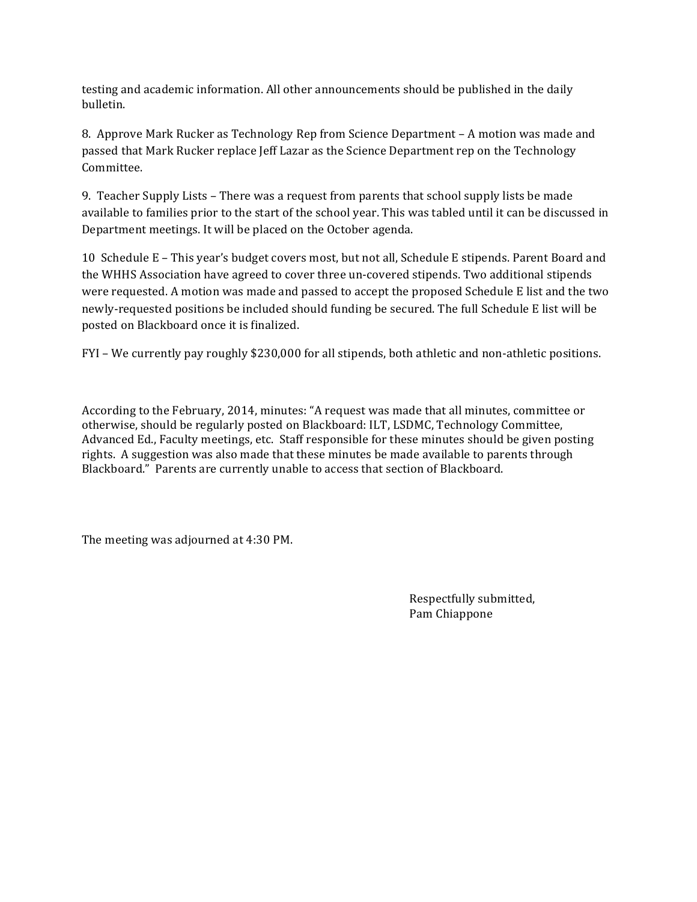testing and academic information. All other announcements should be published in the daily bulletin.

8. Approve Mark Rucker as Technology Rep from Science Department – A motion was made and passed that Mark Rucker replace Jeff Lazar as the Science Department rep on the Technology Committee.

9. Teacher Supply Lists – There was a request from parents that school supply lists be made available to families prior to the start of the school year. This was tabled until it can be discussed in Department meetings. It will be placed on the October agenda.

10 Schedule E – This year's budget covers most, but not all, Schedule E stipends. Parent Board and the WHHS Association have agreed to cover three un-covered stipends. Two additional stipends were requested. A motion was made and passed to accept the proposed Schedule E list and the two newly-requested positions be included should funding be secured. The full Schedule E list will be posted on Blackboard once it is finalized.

FYI – We currently pay roughly $230,000 for all stipends, both athletic and non-athletic positions.

According to the February, 2014, minutes: "A request was made that all minutes, committee or otherwise, should be regularly posted on Blackboard: ILT, LSDMC, Technology Committee, Advanced Ed., Faculty meetings, etc. Staff responsible for these minutes should be given posting rights. A suggestion was also made that these minutes be made available to parents through Blackboard." Parents are currently unable to access that section of Blackboard.

The meeting was adjourned at 4:30 PM.

Respectfully submitted,
Pam Chiappone